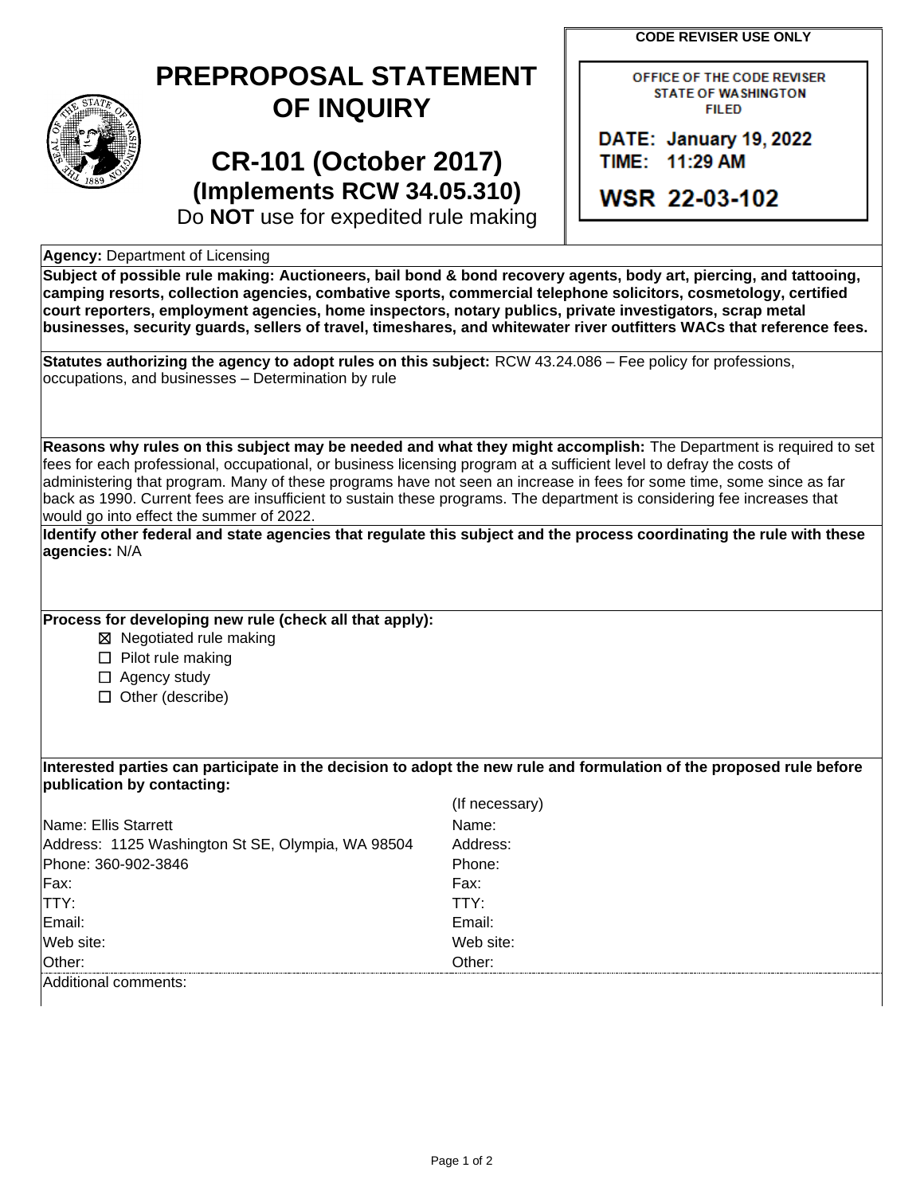CODE REVISER USE ONLY

OFFICE OF THE CODE REVISER
STATE OF WASHINGTON
FILED

DATE: January 19, 2022
TIME: 11:29 AM

WSR 22-03-102

# PREPROPOSAL STATEMENT OF INQUIRY

## CR-101 (October 2017)
### (Implements RCW 34.05.310)

Do **NOT** use for expedited rule making

**Agency:** Department of Licensing

**Subject of possible rule making: Auctioneers, bail bond & bond recovery agents, body art, piercing, and tattooing, camping resorts, collection agencies, combative sports, commercial telephone solicitors, cosmetology, certified court reporters, employment agencies, home inspectors, notary publics, private investigators, scrap metal businesses, security guards, sellers of travel, timeshares, and whitewater river outfitters WACs that reference fees.**

**Statutes authorizing the agency to adopt rules on this subject:** RCW 43.24.086 – Fee policy for professions, occupations, and businesses – Determination by rule

**Reasons why rules on this subject may be needed and what they might accomplish:** The Department is required to set fees for each professional, occupational, or business licensing program at a sufficient level to defray the costs of administering that program. Many of these programs have not seen an increase in fees for some time, some since as far back as 1990. Current fees are insufficient to sustain these programs. The department is considering fee increases that would go into effect the summer of 2022.

**Identify other federal and state agencies that regulate this subject and the process coordinating the rule with these agencies:** N/A

**Process for developing new rule (check all that apply):**

- ☒ Negotiated rule making
- ☐ Pilot rule making
- ☐ Agency study
- ☐ Other (describe)

**Interested parties can participate in the decision to adopt the new rule and formulation of the proposed rule before publication by contacting:**

| | (If necessary) |
|---|---|
| Name: Ellis Starrett | Name: |
| Address: 1125 Washington St SE, Olympia, WA 98504 | Address: |
| Phone: 360-902-3846 | Phone: |
| Fax: | Fax: |
| TTY: | TTY: |
| Email: | Email: |
| Web site: | Web site: |
| Other: | Other: |

Additional comments: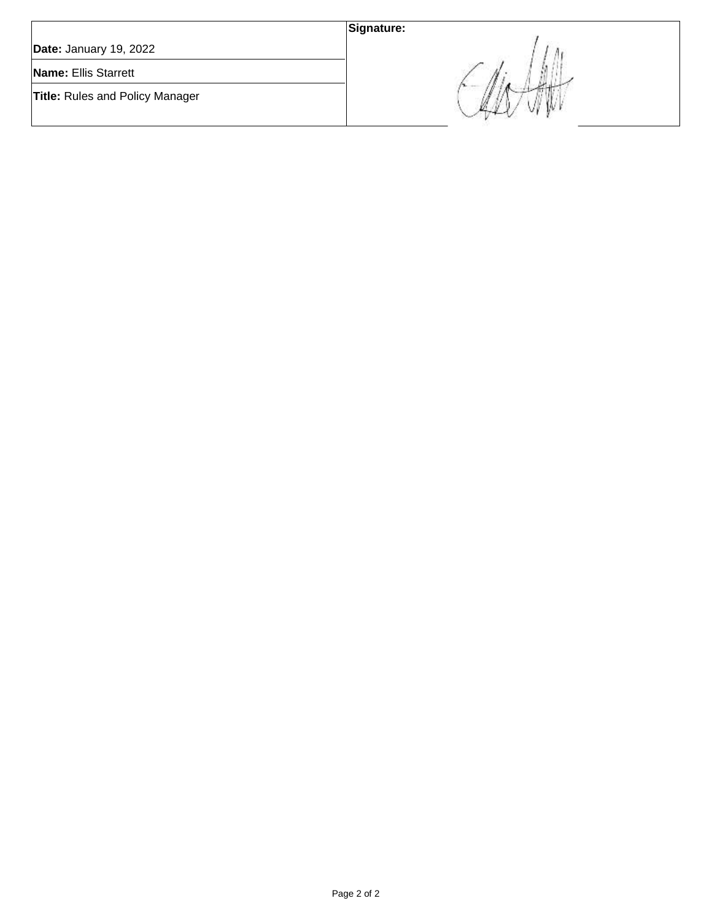| | |
|---|---|
| **Date:** January 19, 2022 | **Signature:** |
| **Name:** Ellis Starrett | |
| **Title:** Rules and Policy Manager | |